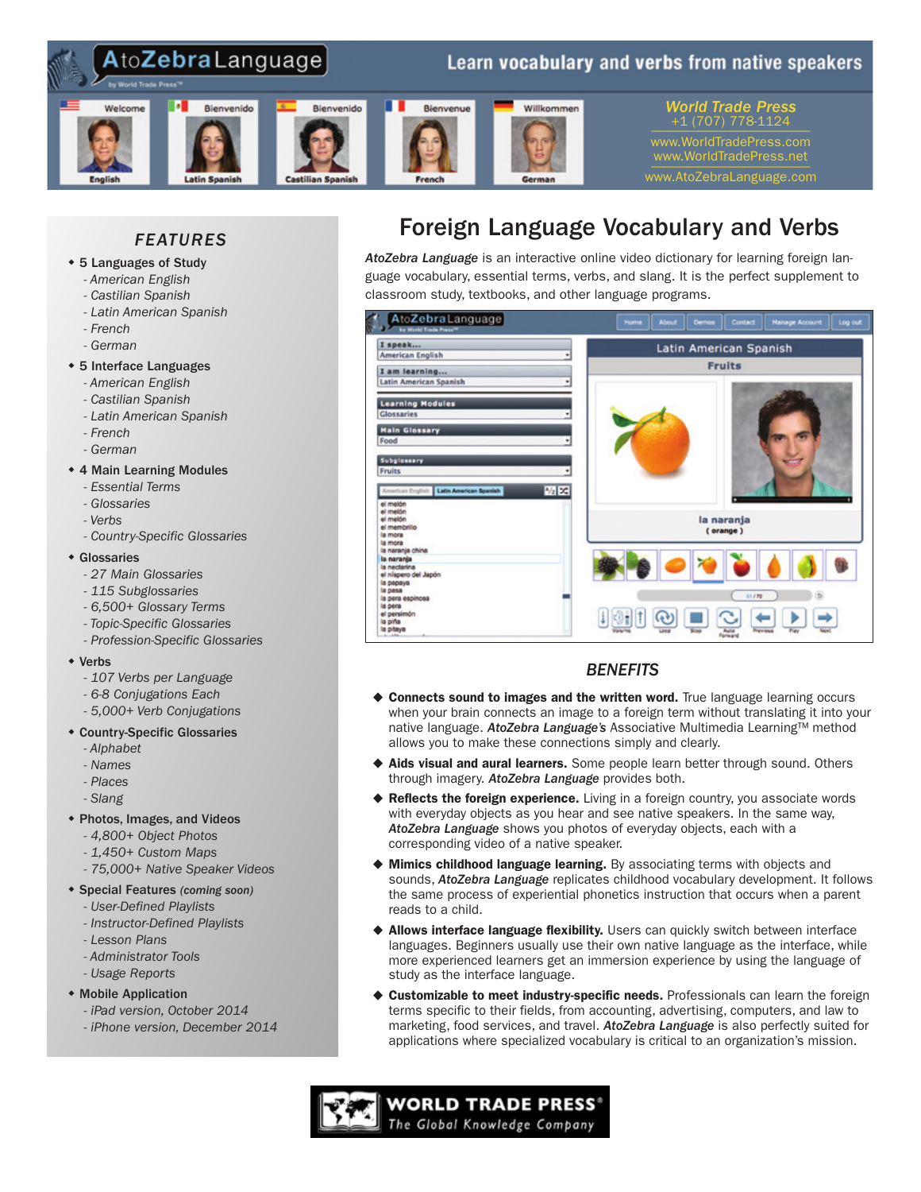# AtoZebraLanguage

by World Trade Press™

Learn vocabulary and verbs from native speakers

Welcome — English | Bienvenido — Latin Spanish | Bienvenido — Castilian Spanish | Bienvenue — French | Willkommen — German

**World Trade Press**
+1 (707) 778-1124
www.WorldTradePress.com
www.WorldTradePress.net
www.AtoZebraLanguage.com

## FEATURES

- **5 Languages of Study**
  - American English
  - Castilian Spanish
  - Latin American Spanish
  - French
  - German
- **5 Interface Languages**
  - American English
  - Castilian Spanish
  - Latin American Spanish
  - French
  - German
- **4 Main Learning Modules**
  - Essential Terms
  - Glossaries
  - Verbs
  - Country-Specific Glossaries
- **Glossaries**
  - 27 Main Glossaries
  - 115 Subglossaries
  - 6,500+ Glossary Terms
  - Topic-Specific Glossaries
  - Profession-Specific Glossaries
- **Verbs**
  - 107 Verbs per Language
  - 6-8 Conjugations Each
  - 5,000+ Verb Conjugations
- **Country-Specific Glossaries**
  - Alphabet
  - Names
  - Places
  - Slang
- **Photos, Images, and Videos**
  - 4,800+ Object Photos
  - 1,450+ Custom Maps
  - 75,000+ Native Speaker Videos
- **Special Features** *(coming soon)*
  - User-Defined Playlists
  - Instructor-Defined Playlists
  - Lesson Plans
  - Administrator Tools
  - Usage Reports
- **Mobile Application**
  - iPad version, October 2014
  - iPhone version, December 2014

# Foreign Language Vocabulary and Verbs

***AtoZebra Language*** is an interactive online video dictionary for learning foreign language vocabulary, essential terms, verbs, and slang. It is the perfect supplement to classroom study, textbooks, and other language programs.

## BENEFITS

- **Connects sound to images and the written word.** True language learning occurs when your brain connects an image to a foreign term without translating it into your native language. ***AtoZebra Language's*** Associative Multimedia Learning™ method allows you to make these connections simply and clearly.
- **Aids visual and aural learners.** Some people learn better through sound. Others through imagery. ***AtoZebra Language*** provides both.
- **Reflects the foreign experience.** Living in a foreign country, you associate words with everyday objects as you hear and see native speakers. In the same way, ***AtoZebra Language*** shows you photos of everyday objects, each with a corresponding video of a native speaker.
- **Mimics childhood language learning.** By associating terms with objects and sounds, ***AtoZebra Language*** replicates childhood vocabulary development. It follows the same process of experiential phonetics instruction that occurs when a parent reads to a child.
- **Allows interface language flexibility.** Users can quickly switch between interface languages. Beginners usually use their own native language as the interface, while more experienced learners get an immersion experience by using the language of study as the interface language.
- **Customizable to meet industry-specific needs.** Professionals can learn the foreign terms specific to their fields, from accounting, advertising, computers, and law to marketing, food services, and travel. ***AtoZebra Language*** is also perfectly suited for applications where specialized vocabulary is critical to an organization's mission.

**WORLD TRADE PRESS®**
*The Global Knowledge Company*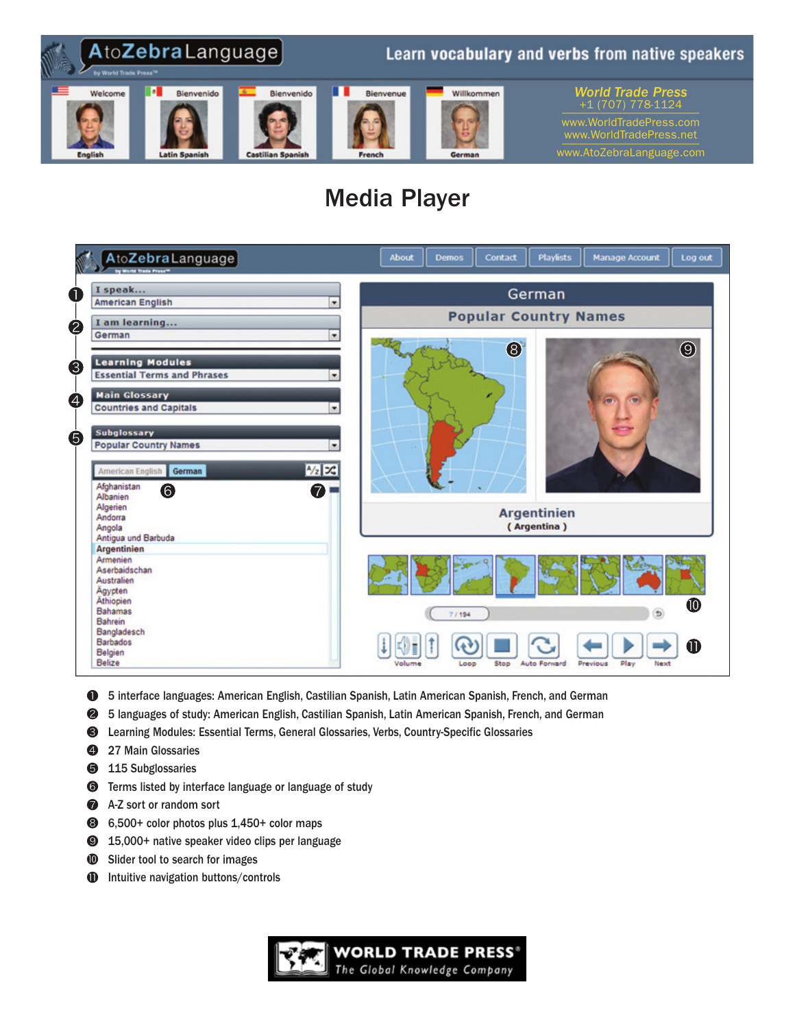# AtoZebraLanguage

Learn vocabulary and verbs from native speakers

Welcome — English | Bienvenido — Latin Spanish | Bienvenido — Castilian Spanish | Bienvenue — French | Willkommen — German

*World Trade Press*
+1 (707) 778-1124
www.WorldTradePress.com
www.WorldTradePress.net
www.AtoZebraLanguage.com

## Media Player

1. 5 interface languages: American English, Castilian Spanish, Latin American Spanish, French, and German
2. 5 languages of study: American English, Castilian Spanish, Latin American Spanish, French, and German
3. Learning Modules: Essential Terms, General Glossaries, Verbs, Country-Specific Glossaries
4. 27 Main Glossaries
5. 115 Subglossaries
6. Terms listed by interface language or language of study
7. A-Z sort or random sort
8. 6,500+ color photos plus 1,450+ color maps
9. 15,000+ native speaker video clips per language
10. Slider tool to search for images
11. Intuitive navigation buttons/controls

WORLD TRADE PRESS®
*The Global Knowledge Company*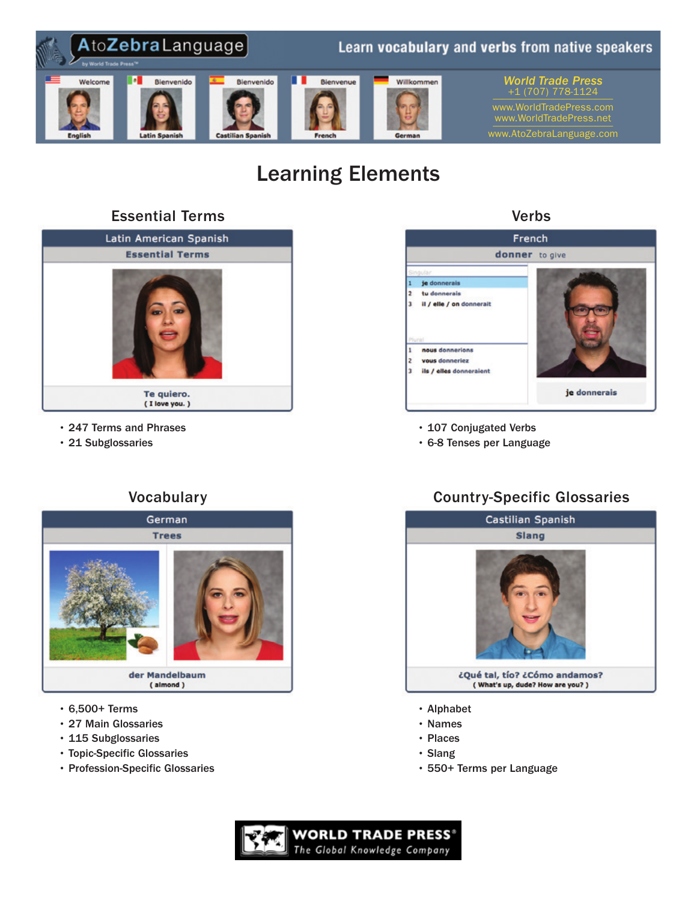AtoZebraLanguage

by World Trade Press™

Learn vocabulary and verbs from native speakers

Welcome — English | Bienvenido — Latin Spanish | Bienvenido — Castilian Spanish | Bienvenue — French | Willkommen — German

World Trade Press
+1 (707) 778-1124
www.WorldTradePress.com
www.WorldTradePress.net
www.AtoZebraLanguage.com

# Learning Elements

## Essential Terms

**Latin American Spanish**
**Essential Terms**

**Te quiero.**
( I love you. )

- 247 Terms and Phrases
- 21 Subglossaries

## Verbs

**French**
**donner** to give

Singular
1 je donnerais
2 tu donnerais
3 il / elle / on donnerait

Plural
1 nous donnerions
2 vous donneriez
3 ils / elles donneraient

**je donnerais**

- 107 Conjugated Verbs
- 6-8 Tenses per Language

## Vocabulary

**German**
**Trees**

**der Mandelbaum**
( almond )

- 6,500+ Terms
- 27 Main Glossaries
- 115 Subglossaries
- Topic-Specific Glossaries
- Profession-Specific Glossaries

## Country-Specific Glossaries

**Castilian Spanish**
**Slang**

**¿Qué tal, tío? ¿Cómo andamos?**
( What's up, dude? How are you? )

- Alphabet
- Names
- Places
- Slang
- 550+ Terms per Language

WORLD TRADE PRESS®
The Global Knowledge Company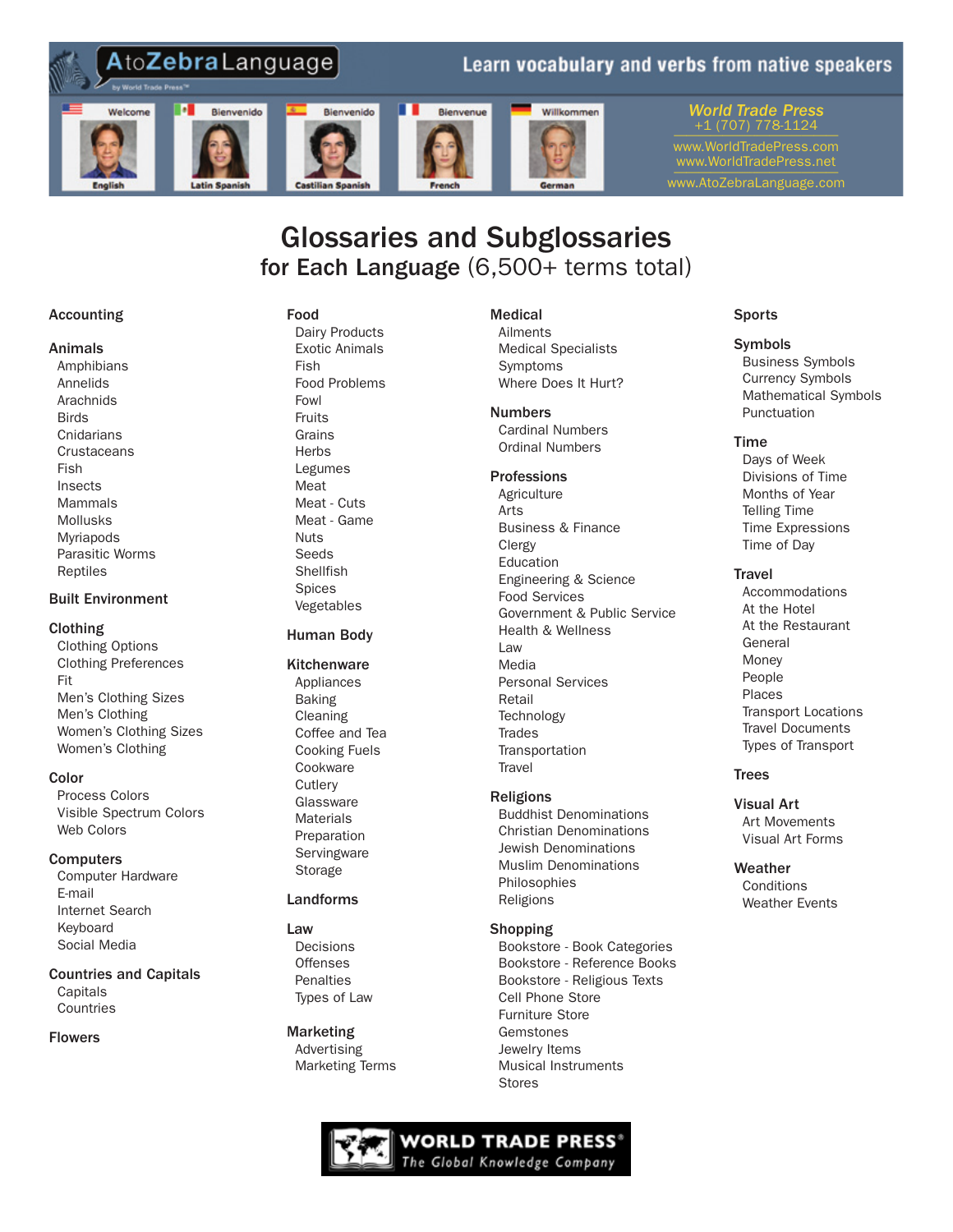AtoZebraLanguage

by World Trade Press™

Learn vocabulary and verbs from native speakers

Welcome — English
Bienvenido — Latin Spanish
Bienvenido — Castilian Spanish
Bienvenue — French
Willkommen — German

*World Trade Press*
+1 (707) 778-1124
www.WorldTradePress.com
www.WorldTradePress.net
www.AtoZebraLanguage.com

# Glossaries and Subglossaries

## for Each Language (6,500+ terms total)

**Accounting**

**Animals**
- Amphibians
- Annelids
- Arachnids
- Birds
- Cnidarians
- Crustaceans
- Fish
- Insects
- Mammals
- Mollusks
- Myriapods
- Parasitic Worms
- Reptiles

**Built Environment**

**Clothing**
- Clothing Options
- Clothing Preferences
- Fit
- Men's Clothing Sizes
- Men's Clothing
- Women's Clothing Sizes
- Women's Clothing

**Color**
- Process Colors
- Visible Spectrum Colors
- Web Colors

**Computers**
- Computer Hardware
- E-mail
- Internet Search
- Keyboard
- Social Media

**Countries and Capitals**
- Capitals
- Countries

**Flowers**

**Food**
- Dairy Products
- Exotic Animals
- Fish
- Food Problems
- Fowl
- Fruits
- Grains
- Herbs
- Legumes
- Meat
- Meat - Cuts
- Meat - Game
- Nuts
- Seeds
- Shellfish
- Spices
- Vegetables

**Human Body**

**Kitchenware**
- Appliances
- Baking
- Cleaning
- Coffee and Tea
- Cooking Fuels
- Cookware
- Cutlery
- Glassware
- Materials
- Preparation
- Servingware
- Storage

**Landforms**

**Law**
- Decisions
- Offenses
- Penalties
- Types of Law

**Marketing**
- Advertising
- Marketing Terms

**Medical**
- Ailments
- Medical Specialists
- Symptoms
- Where Does It Hurt?

**Numbers**
- Cardinal Numbers
- Ordinal Numbers

**Professions**
- Agriculture
- Arts
- Business & Finance
- Clergy
- Education
- Engineering & Science
- Food Services
- Government & Public Service
- Health & Wellness
- Law
- Media
- Personal Services
- Retail
- Technology
- Trades
- Transportation
- Travel

**Religions**
- Buddhist Denominations
- Christian Denominations
- Jewish Denominations
- Muslim Denominations
- Philosophies
- Religions

**Shopping**
- Bookstore - Book Categories
- Bookstore - Reference Books
- Bookstore - Religious Texts
- Cell Phone Store
- Furniture Store
- Gemstones
- Jewelry Items
- Musical Instruments
- Stores

**Sports**

**Symbols**
- Business Symbols
- Currency Symbols
- Mathematical Symbols
- Punctuation

**Time**
- Days of Week
- Divisions of Time
- Months of Year
- Telling Time
- Time Expressions
- Time of Day

**Travel**
- Accommodations
- At the Hotel
- At the Restaurant
- General
- Money
- People
- Places
- Transport Locations
- Travel Documents
- Types of Transport

**Trees**

**Visual Art**
- Art Movements
- Visual Art Forms

**Weather**
- Conditions
- Weather Events

WORLD TRADE PRESS®
*The Global Knowledge Company*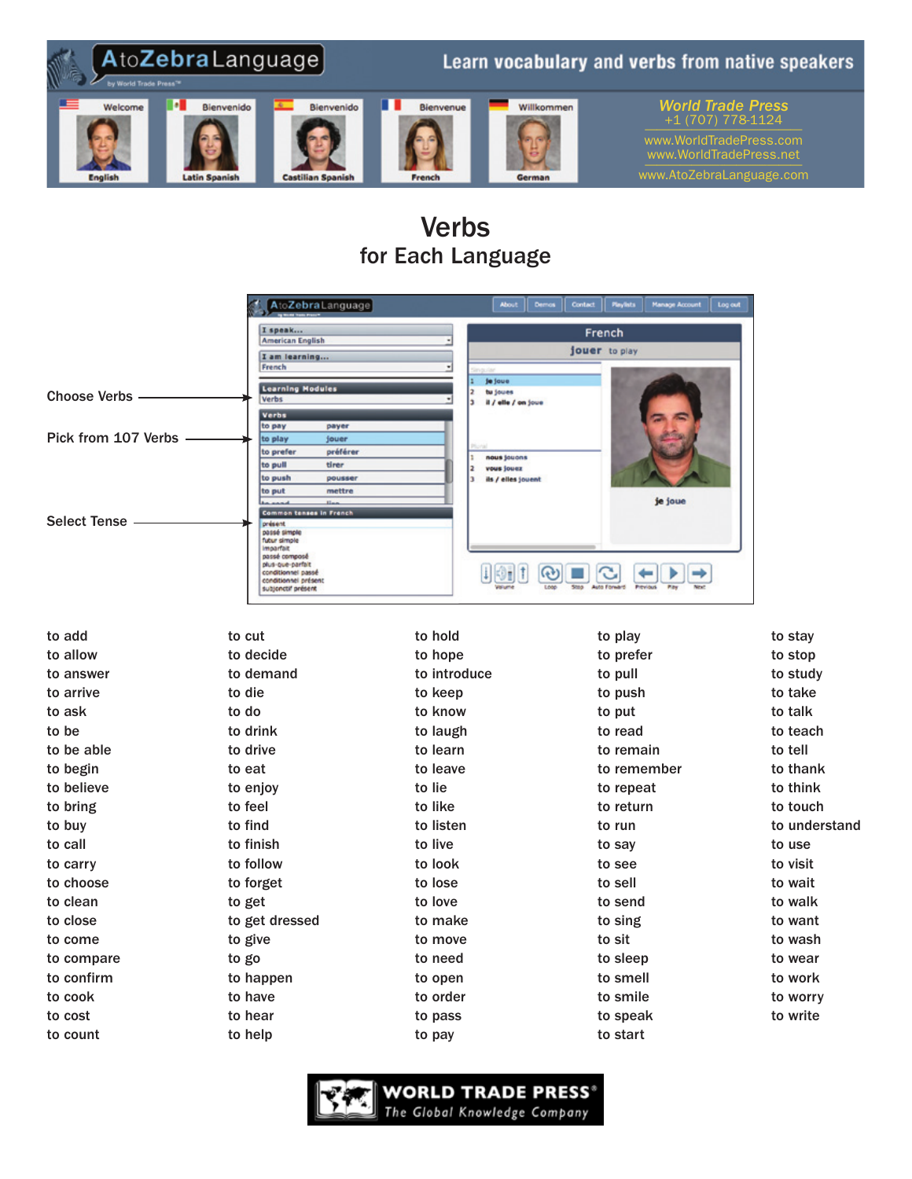AtoZebraLanguage

by World Trade Press™

Learn vocabulary and verbs from native speakers

Welcome — English
Bienvenido — Latin Spanish
Bienvenido — Castilian Spanish
Bienvenue — French
Willkommen — German

**World Trade Press**
+1 (707) 778-1124
www.WorldTradePress.com
www.WorldTradePress.net
www.AtoZebraLanguage.com

# Verbs
## for Each Language

Choose Verbs

Pick from 107 Verbs

Select Tense

to add
to allow
to answer
to arrive
to ask
to be
to be able
to begin
to believe
to bring
to buy
to call
to carry
to choose
to clean
to close
to come
to compare
to confirm
to cook
to cost
to count
to cut
to decide
to demand
to die
to do
to drink
to drive
to eat
to enjoy
to feel
to find
to finish
to follow
to forget
to get
to get dressed
to give
to go
to happen
to have
to hear
to help
to hold
to hope
to introduce
to keep
to know
to laugh
to learn
to leave
to lie
to like
to listen
to live
to look
to lose
to love
to make
to move
to need
to open
to order
to pass
to pay
to play
to prefer
to pull
to push
to put
to read
to remain
to remember
to repeat
to return
to run
to say
to see
to sell
to send
to sing
to sit
to sleep
to smell
to smile
to speak
to start
to stay
to stop
to study
to take
to talk
to teach
to tell
to thank
to think
to touch
to understand
to use
to visit
to wait
to walk
to want
to wash
to wear
to work
to worry
to write

WORLD TRADE PRESS®
*The Global Knowledge Company*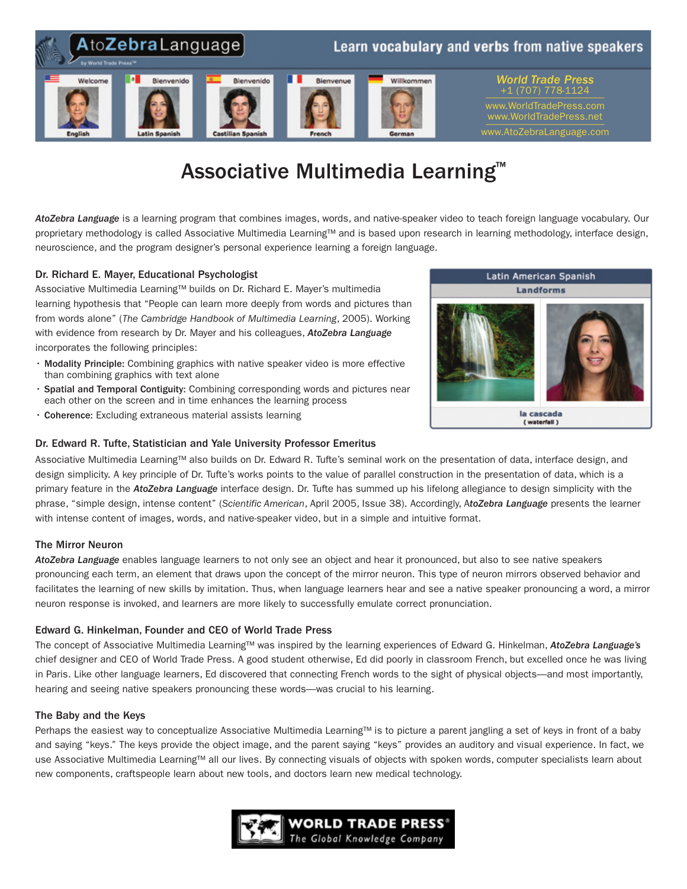AtoZebraLanguage

by World Trade Press™

Learn vocabulary and verbs from native speakers

Welcome — English | Bienvenido — Latin Spanish | Bienvenido — Castilian Spanish | Bienvenue — French | Willkommen — German

World Trade Press
+1 (707) 778-1124
www.WorldTradePress.com
www.WorldTradePress.net
www.AtoZebraLanguage.com

# Associative Multimedia Learning™

*AtoZebra Language* is a learning program that combines images, words, and native-speaker video to teach foreign language vocabulary. Our proprietary methodology is called Associative Multimedia Learning™ and is based upon research in learning methodology, interface design, neuroscience, and the program designer's personal experience learning a foreign language.

### Dr. Richard E. Mayer, Educational Psychologist

Associative Multimedia Learning™ builds on Dr. Richard E. Mayer's multimedia learning hypothesis that "People can learn more deeply from words and pictures than from words alone" (*The Cambridge Handbook of Multimedia Learning*, 2005). Working with evidence from research by Dr. Mayer and his colleagues, ***AtoZebra Language*** incorporates the following principles:

- **Modality Principle:** Combining graphics with native speaker video is more effective than combining graphics with text alone
- **Spatial and Temporal Contiguity:** Combining corresponding words and pictures near each other on the screen and in time enhances the learning process
- **Coherence:** Excluding extraneous material assists learning

Latin American Spanish

Landforms

la cascada
( waterfall )

### Dr. Edward R. Tufte, Statistician and Yale University Professor Emeritus

Associative Multimedia Learning™ also builds on Dr. Edward R. Tufte's seminal work on the presentation of data, interface design, and design simplicity. A key principle of Dr. Tufte's works points to the value of parallel construction in the presentation of data, which is a primary feature in the ***AtoZebra Language*** interface design. Dr. Tufte has summed up his lifelong allegiance to design simplicity with the phrase, "simple design, intense content" (*Scientific American*, April 2005, Issue 38). Accordingly, A***toZebra Language*** presents the learner with intense content of images, words, and native-speaker video, but in a simple and intuitive format.

### The Mirror Neuron

***AtoZebra Language*** enables language learners to not only see an object and hear it pronounced, but also to see native speakers pronouncing each term, an element that draws upon the concept of the mirror neuron. This type of neuron mirrors observed behavior and facilitates the learning of new skills by imitation. Thus, when language learners hear and see a native speaker pronouncing a word, a mirror neuron response is invoked, and learners are more likely to successfully emulate correct pronunciation.

### Edward G. Hinkelman, Founder and CEO of World Trade Press

The concept of Associative Multimedia Learning™ was inspired by the learning experiences of Edward G. Hinkelman, ***AtoZebra Language's*** chief designer and CEO of World Trade Press. A good student otherwise, Ed did poorly in classroom French, but excelled once he was living in Paris. Like other language learners, Ed discovered that connecting French words to the sight of physical objects—and most importantly, hearing and seeing native speakers pronouncing these words—was crucial to his learning.

### The Baby and the Keys

Perhaps the easiest way to conceptualize Associative Multimedia Learning™ is to picture a parent jangling a set of keys in front of a baby and saying "keys." The keys provide the object image, and the parent saying "keys" provides an auditory and visual experience. In fact, we use Associative Multimedia Learning™ all our lives. By connecting visuals of objects with spoken words, computer specialists learn about new components, craftspeople learn about new tools, and doctors learn new medical technology.

WORLD TRADE PRESS®
*The Global Knowledge Company*